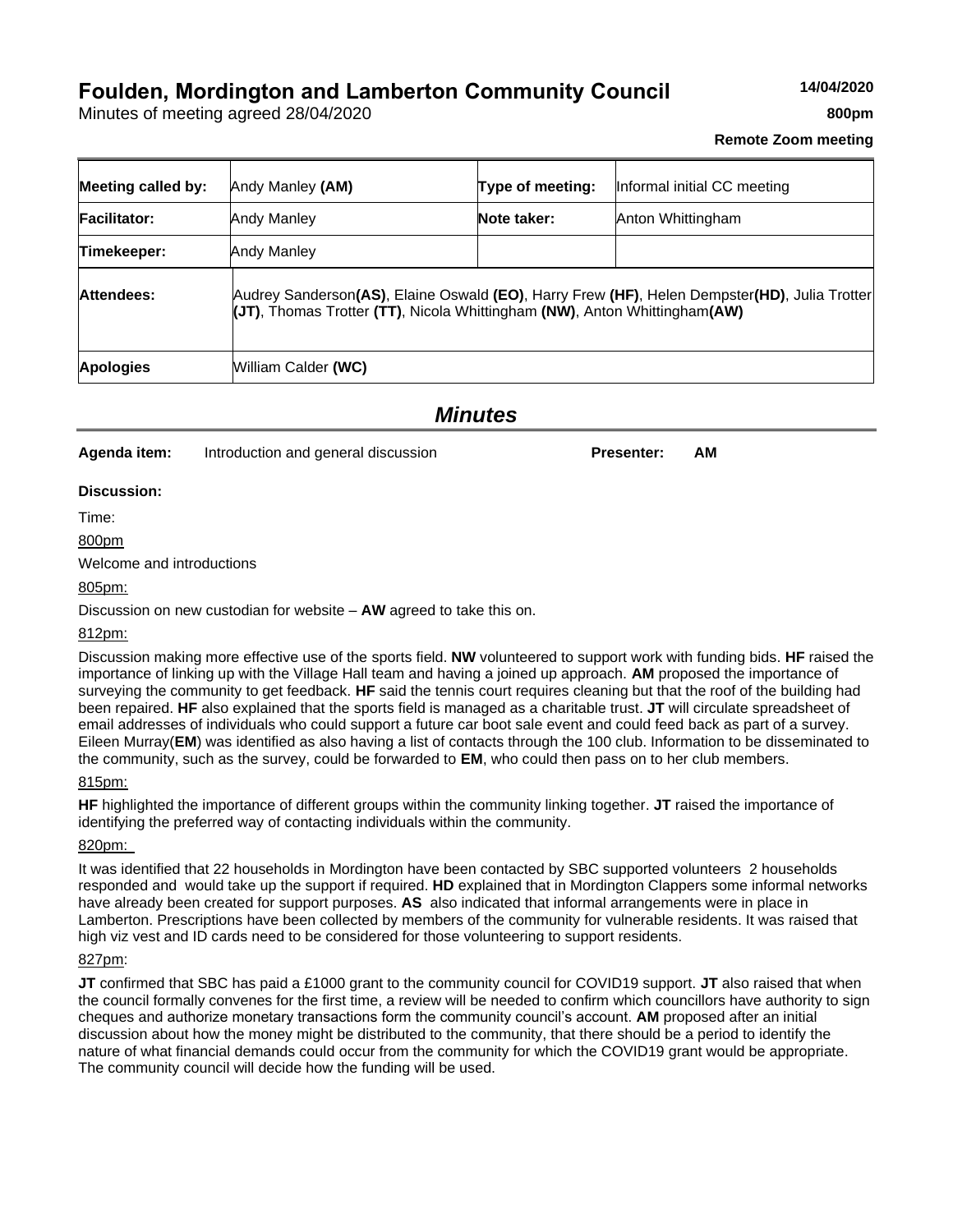# Foulden, Mordington and Lamberton Community Council

Minutes of meeting agreed 28/04/2020

**14/04/2020**

**800pm**

**Remote Zoom meeting**

| | | | |
|---|---|---|---|
| **Meeting called by:** | Andy Manley **(AM)** | **Type of meeting:** | Informal initial CC meeting |
| **Facilitator:** | Andy Manley | **Note taker:** | Anton Whittingham |
| **Timekeeper:** | Andy Manley | | |
| **Attendees:** | Audrey Sanderson**(AS)**, Elaine Oswald **(EO)**, Harry Frew **(HF)**, Helen Dempster**(HD)**, Julia Trotter **(JT)**, Thomas Trotter **(TT)**, Nicola Whittingham **(NW)**, Anton Whittingham**(AW)** | | |
| **Apologies** | William Calder **(WC)** | | |

## *Minutes*

**Agenda item:** Introduction and general discussion **Presenter:** **AM**

**Discussion:**

Time:

800pm

Welcome and introductions

805pm:

Discussion on new custodian for website – **AW** agreed to take this on.

812pm:

Discussion making more effective use of the sports field. **NW** volunteered to support work with funding bids. **HF** raised the importance of linking up with the Village Hall team and having a joined up approach. **AM** proposed the importance of surveying the community to get feedback. **HF** said the tennis court requires cleaning but that the roof of the building had been repaired. **HF** also explained that the sports field is managed as a charitable trust. **JT** will circulate spreadsheet of email addresses of individuals who could support a future car boot sale event and could feed back as part of a survey. Eileen Murray(**EM**) was identified as also having a list of contacts through the 100 club. Information to be disseminated to the community, such as the survey, could be forwarded to **EM**, who could then pass on to her club members.

815pm:

**HF** highlighted the importance of different groups within the community linking together. **JT** raised the importance of identifying the preferred way of contacting individuals within the community.

820pm:

It was identified that 22 households in Mordington have been contacted by SBC supported volunteers 2 households responded and would take up the support if required. **HD** explained that in Mordington Clappers some informal networks have already been created for support purposes. **AS** also indicated that informal arrangements were in place in Lamberton. Prescriptions have been collected by members of the community for vulnerable residents. It was raised that high viz vest and ID cards need to be considered for those volunteering to support residents.

827pm:

**JT** confirmed that SBC has paid a £1000 grant to the community council for COVID19 support. **JT** also raised that when the council formally convenes for the first time, a review will be needed to confirm which councillors have authority to sign cheques and authorize monetary transactions form the community council's account. **AM** proposed after an initial discussion about how the money might be distributed to the community, that there should be a period to identify the nature of what financial demands could occur from the community for which the COVID19 grant would be appropriate. The community council will decide how the funding will be used.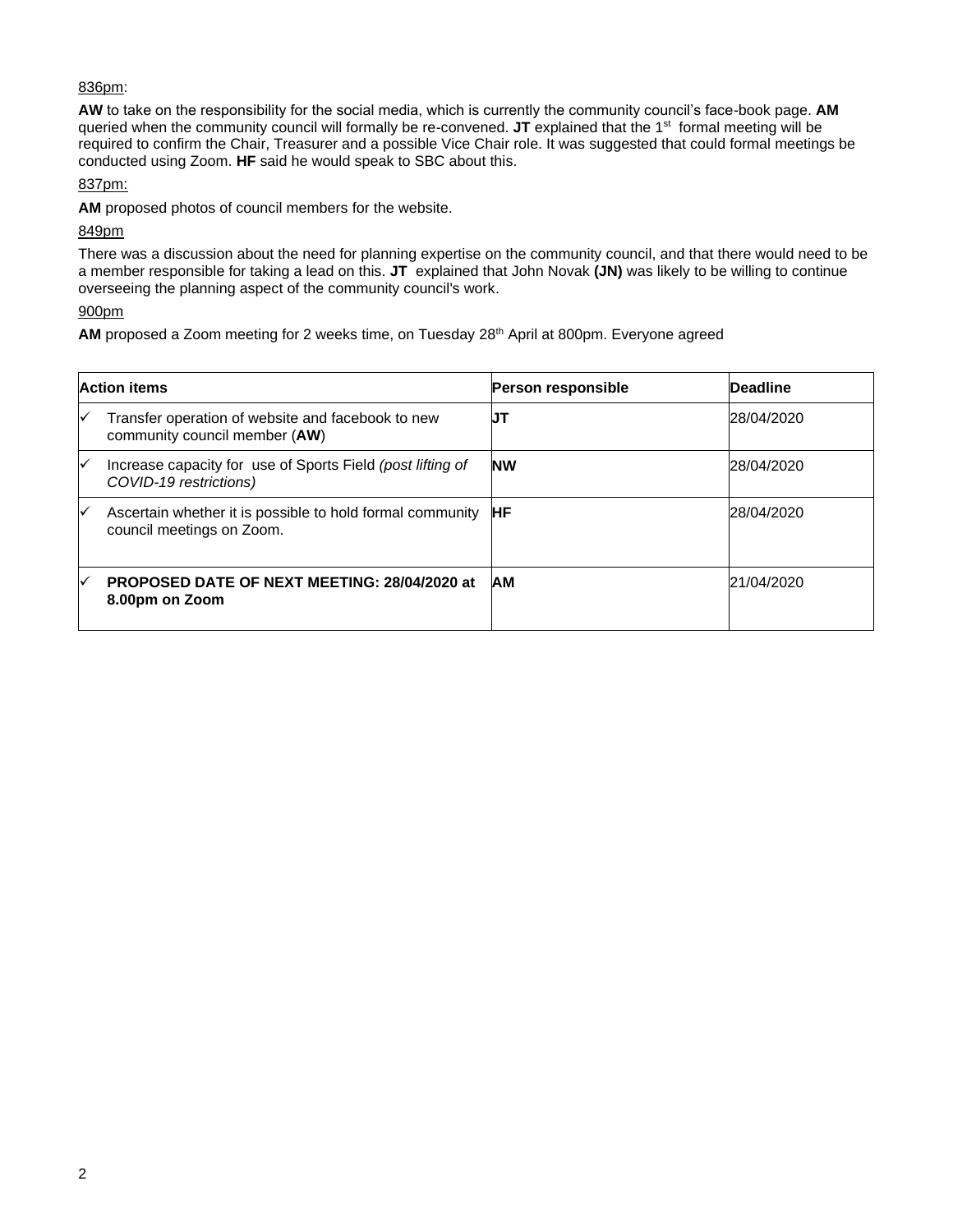836pm:

**AW** to take on the responsibility for the social media, which is currently the community council's face-book page. **AM** queried when the community council will formally be re-convened. **JT** explained that the 1st formal meeting will be required to confirm the Chair, Treasurer and a possible Vice Chair role. It was suggested that could formal meetings be conducted using Zoom. **HF** said he would speak to SBC about this.

837pm:

**AM** proposed photos of council members for the website.

849pm

There was a discussion about the need for planning expertise on the community council, and that there would need to be a member responsible for taking a lead on this. **JT** explained that John Novak **(JN)** was likely to be willing to continue overseeing the planning aspect of the community council's work.

900pm

**AM** proposed a Zoom meeting for 2 weeks time, on Tuesday 28th April at 800pm. Everyone agreed

| **Action items** | | **Person responsible** | **Deadline** |
|---|---|---|---|
| ✓ | Transfer operation of website and facebook to new community council member (**AW**) | **JT** | 28/04/2020 |
| ✓ | Increase capacity for use of Sports Field *(post lifting of COVID-19 restrictions)* | **NW** | 28/04/2020 |
| ✓ | Ascertain whether it is possible to hold formal community council meetings on Zoom. | **HF** | 28/04/2020 |
| ✓ | **PROPOSED DATE OF NEXT MEETING: 28/04/2020 at 8.00pm on Zoom** | **AM** | 21/04/2020 |